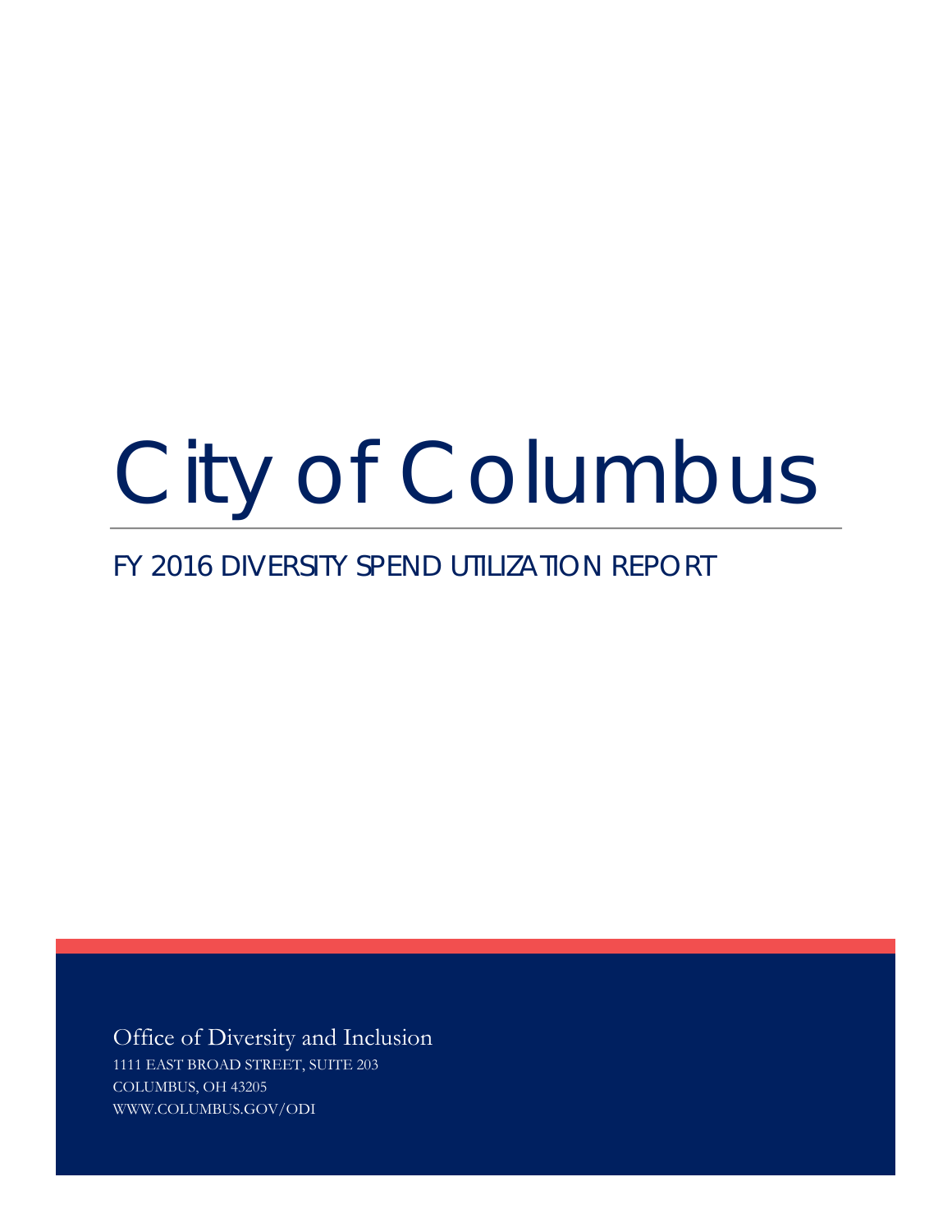# City of Columbus

## FY 2016 DIVERSITY SPEND UTILIZATION REPORT

Office of Diversity and Inclusion

1111 EAST BROAD STREET, SUITE 203

COLUMBUS, OH 43205

WWW.COLUMBUS.GOV/ODI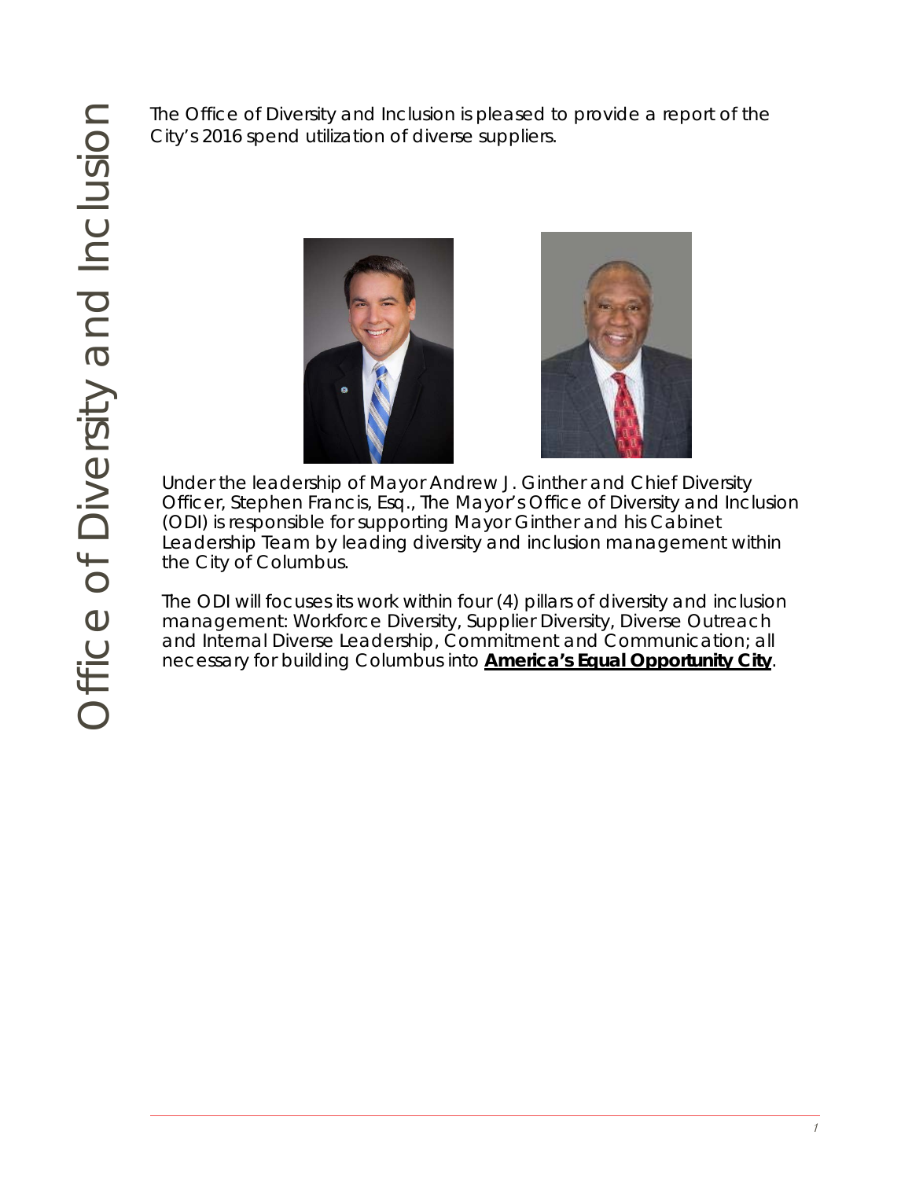# Office of Diversity and Inclusion

The Office of Diversity and Inclusion is pleased to provide a report of the City's 2016 spend utilization of diverse suppliers.

Under the leadership of Mayor Andrew J. Ginther and Chief Diversity Officer, Stephen Francis, Esq., The Mayor's Office of Diversity and Inclusion (ODI) is responsible for supporting Mayor Ginther and his Cabinet Leadership Team by leading diversity and inclusion management within the City of Columbus.

The ODI will focuses its work within four (4) pillars of diversity and inclusion management: Workforce Diversity, Supplier Diversity, Diverse Outreach and Internal Diverse Leadership, Commitment and Communication; all necessary for building Columbus into **America's Equal Opportunity City**.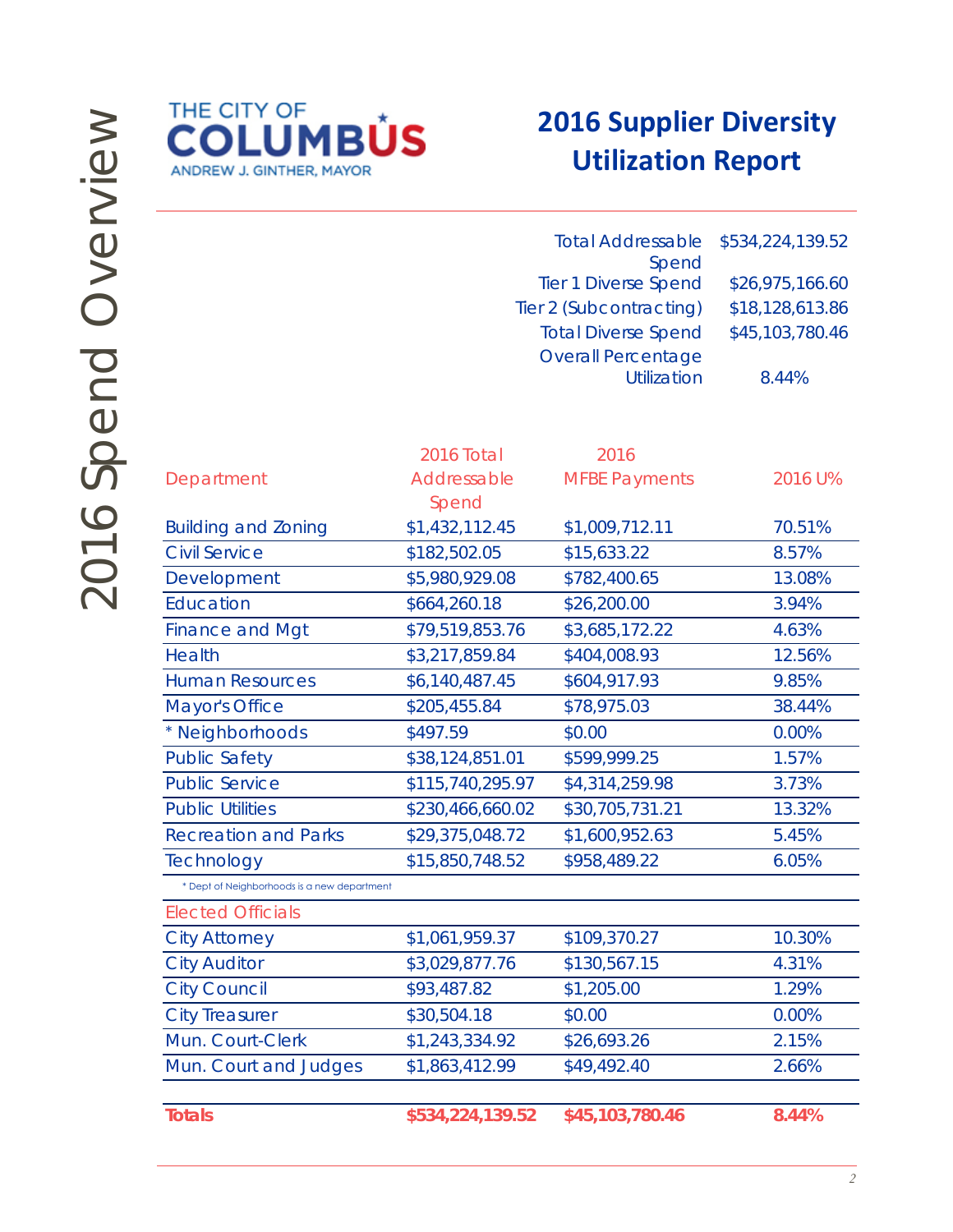# 2016 Spend Overview

THE CITY OF COLUMBUS
ANDREW J. GINTHER, MAYOR

## 2016 Supplier Diversity Utilization Report

| | |
|---|---|
| Total Addressable Spend | $534,224,139.52 |
| Tier 1 Diverse Spend | $26,975,166.60 |
| Tier 2 (Subcontracting) | $18,128,613.86 |
| Total Diverse Spend | $45,103,780.46 |
| Overall Percentage Utilization | 8.44% |

| Department | 2016 Total Addressable Spend | 2016 MFBE Payments | 2016 U% |
|---|---|---|---|
| Building and Zoning | $1,432,112.45 | $1,009,712.11 | 70.51% |
| Civil Service | $182,502.05 | $15,633.22 | 8.57% |
| Development | $5,980,929.08 | $782,400.65 | 13.08% |
| Education | $664,260.18 | $26,200.00 | 3.94% |
| Finance and Mgt | $79,519,853.76 | $3,685,172.22 | 4.63% |
| Health | $3,217,859.84 | $404,008.93 | 12.56% |
| Human Resources | $6,140,487.45 | $604,917.93 | 9.85% |
| Mayor's Office | $205,455.84 | $78,975.03 | 38.44% |
| * Neighborhoods | $497.59 | $0.00 | 0.00% |
| Public Safety | $38,124,851.01 | $599,999.25 | 1.57% |
| Public Service | $115,740,295.97 | $4,314,259.98 | 3.73% |
| Public Utilities | $230,466,660.02 | $30,705,731.21 | 13.32% |
| Recreation and Parks | $29,375,048.72 | $1,600,952.63 | 5.45% |
| Technology | $15,850,748.52 | $958,489.22 | 6.05% |
| **Elected Officials** | | | |
| City Attorney | $1,061,959.37 | $109,370.27 | 10.30% |
| City Auditor | $3,029,877.76 | $130,567.15 | 4.31% |
| City Council | $93,487.82 | $1,205.00 | 1.29% |
| City Treasurer | $30,504.18 | $0.00 | 0.00% |
| Mun. Court-Clerk | $1,243,334.92 | $26,693.26 | 2.15% |
| Mun. Court and Judges | $1,863,412.99 | $49,492.40 | 2.66% |
| **Totals** | **$534,224,139.52** | **$45,103,780.46** | **8.44%** |

* Dept of Neighborhoods is a new department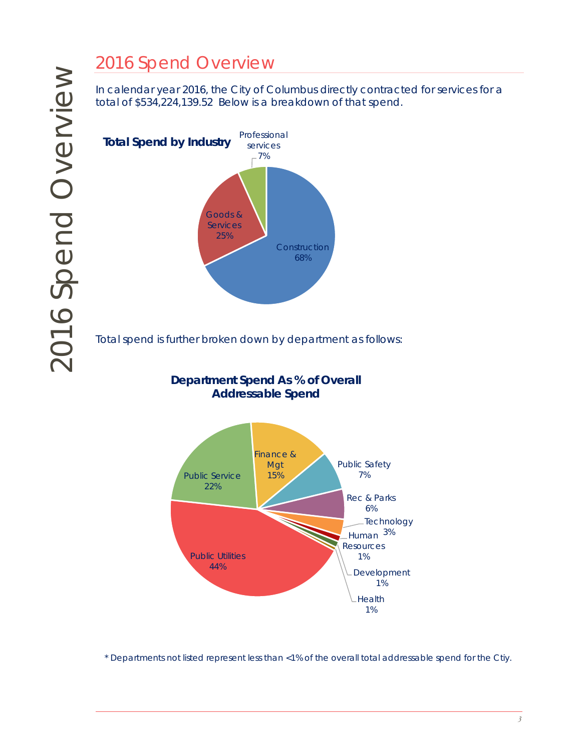# 2016 Spend Overview

In calendar year 2016, the City of Columbus directly contracted for services for a total of $534,224,139.52 Below is a breakdown of that spend.

**Total Spend by Industry**

| Industry | Share |
| --- | --- |
| Construction | 68% |
| Goods & Services | 25% |
| Professional services | 7% |

Total spend is further broken down by department as follows:

**Department Spend As % of Overall Addressable Spend**

| Department | Share |
| --- | --- |
| Public Utilities | 44% |
| Public Service | 22% |
| Finance & Mgt | 15% |
| Public Safety | 7% |
| Rec & Parks | 6% |
| Technology | 3% |
| Human Resources | 1% |
| Development | 1% |
| Health | 1% |

* Departments not listed represent less than <1% of the overall total addressable spend for the Ctiy.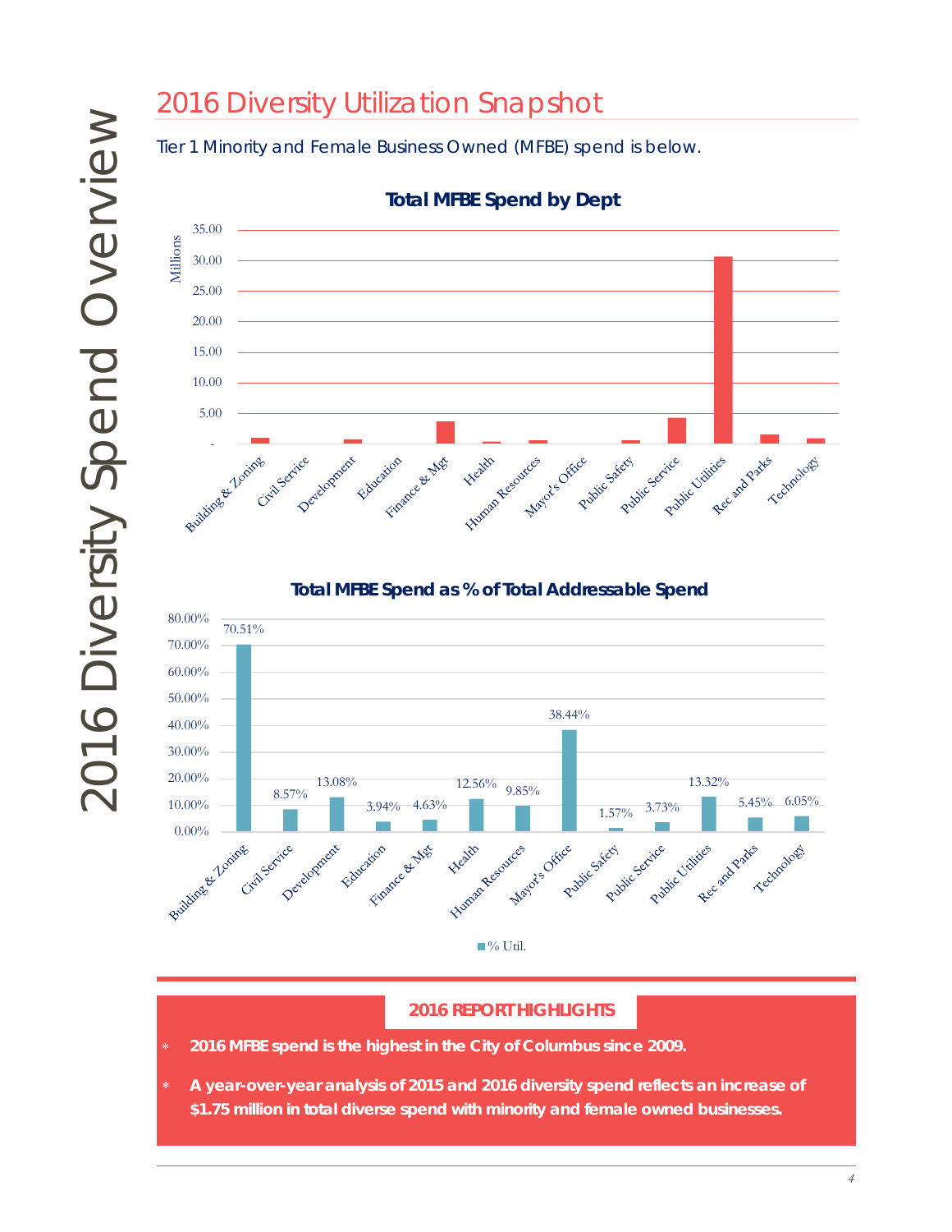# 2016 Diversity Utilization Snapshot

Tier 1 Minority and Female Business Owned (MFBE) spend is below.

**Total MFBE Spend by Dept**

Millions

35.00
30.00
25.00
20.00
15.00
10.00
5.00
-

Building & Zoning, Civil Service, Development, Education, Finance & Mgt, Health, Human Resources, Mayor's Office, Public Safety, Public Service, Public Utilities, Rec and Parks, Technology

**Total MFBE Spend as % of Total Addressable Spend**

| Department | % Util. |
|---|---|
| Building & Zoning | 70.51% |
| Civil Service | 8.57% |
| Development | 13.08% |
| Education | 3.94% |
| Finance & Mgt | 4.63% |
| Health | 12.56% |
| Human Resources | 9.85% |
| Mayor's Office | 38.44% |
| Public Safety | 1.57% |
| Public Service | 3.73% |
| Public Utilities | 13.32% |
| Rec and Parks | 5.45% |
| Technology | 6.05% |

## 2016 REPORT HIGHLIGHTS

- **2016 MFBE spend is the highest in the City of Columbus since 2009.**
- **A year-over-year analysis of 2015 and 2016 diversity spend reflects an increase of $1.75 million in total diverse spend with minority and female owned businesses.**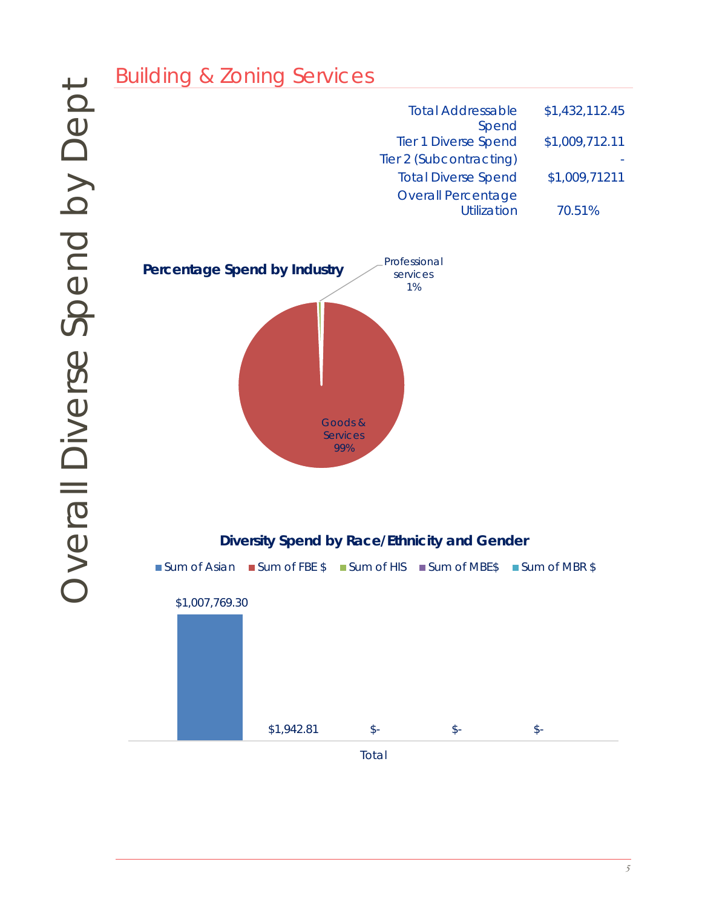Overall Diverse Spend by Dept

## Building & Zoning Services

| | |
|---|---|
| Total Addressable Spend | $1,432,112.45 |
| Tier 1 Diverse Spend | $1,009,712.11 |
| Tier 2 (Subcontracting) | - |
| Total Diverse Spend | $1,009,71211 |
| Overall Percentage Utilization | 70.51% |

**Percentage Spend by Industry**

Professional services 1%

Goods & Services 99%

**Diversity Spend by Race/Ethnicity and Gender**

| | Sum of Asian | Sum of FBE $ | Sum of HIS | Sum of MBE$ | Sum of MBR $ |
|---|---|---|---|---|---|
| Total | $1,007,769.30 | $1,942.81 | $- | $- | $- |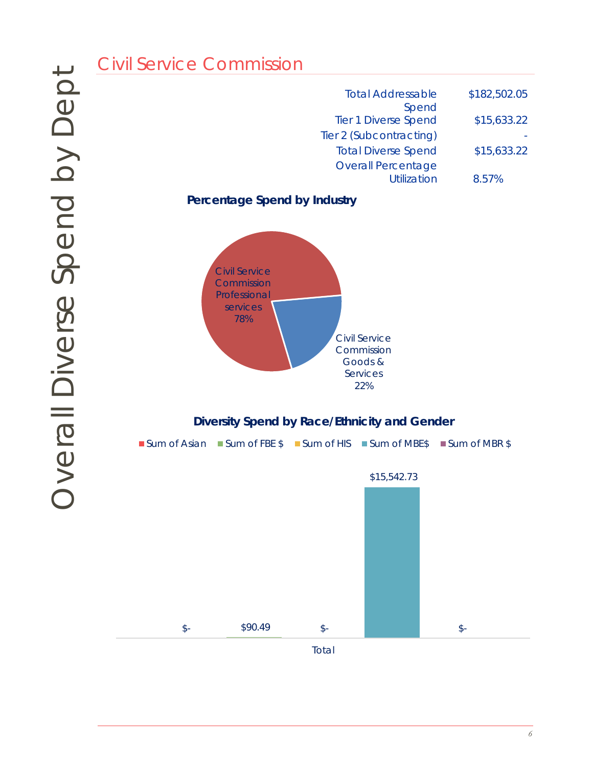Overall Diverse Spend by Dept

## Civil Service Commission

| | |
|---|---|
| Total Addressable Spend | $182,502.05 |
| Tier 1 Diverse Spend | $15,633.22 |
| Tier 2 (Subcontracting) | - |
| Total Diverse Spend | $15,633.22 |
| Overall Percentage Utilization | 8.57% |

**Percentage Spend by Industry**

Civil Service Commission Professional services 78%

Civil Service Commission Goods & Services 22%

**Diversity Spend by Race/Ethnicity and Gender**

Sum of Asian | Sum of FBE $ | Sum of HIS | Sum of MBE$ | Sum of MBR $

| | Sum of Asian | Sum of FBE $ | Sum of HIS | Sum of MBE$ | Sum of MBR $ |
|---|---|---|---|---|---|
| Total | $- | $90.49 | $- | $15,542.73 | $- |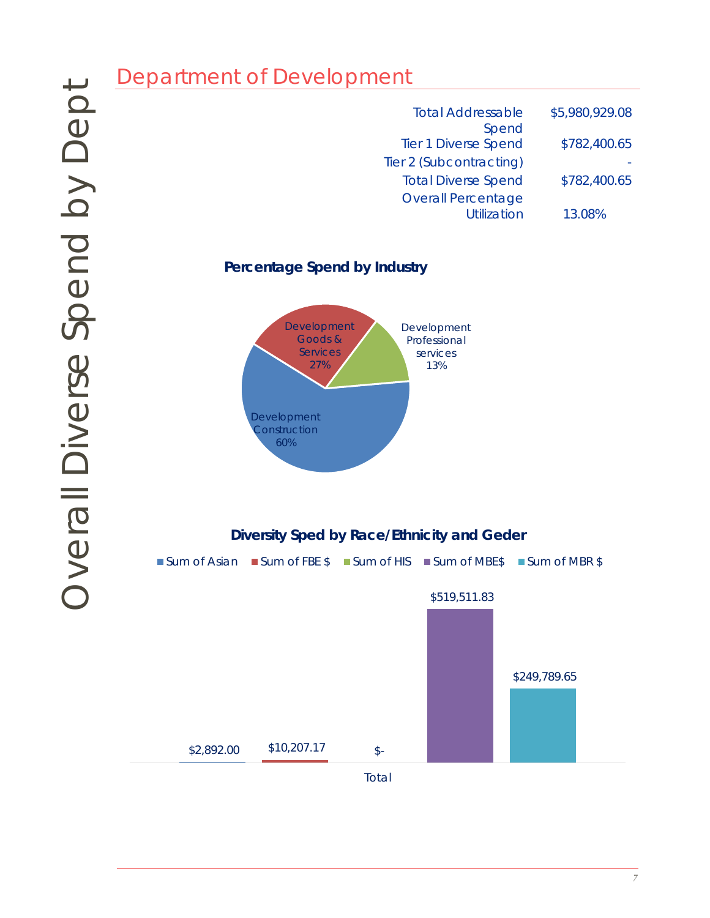# Overall Diverse Spend by Dept

## Department of Development

| | |
|---|---|
| Total Addressable Spend | $5,980,929.08 |
| Tier 1 Diverse Spend | $782,400.65 |
| Tier 2 (Subcontracting) | - |
| Total Diverse Spend | $782,400.65 |
| Overall Percentage Utilization | 13.08% |

**Percentage Spend by Industry**

- Development Construction 60%
- Development Goods & Services 27%
- Development Professional services 13%

**Diversity Sped by Race/Ethnicity and Geder**

| | Sum of Asian | Sum of FBE $ | Sum of HIS | Sum of MBE$ | Sum of MBR $ |
|---|---|---|---|---|---|
| Total | $2,892.00 | $10,207.17 | $- | $519,511.83 | $249,789.65 |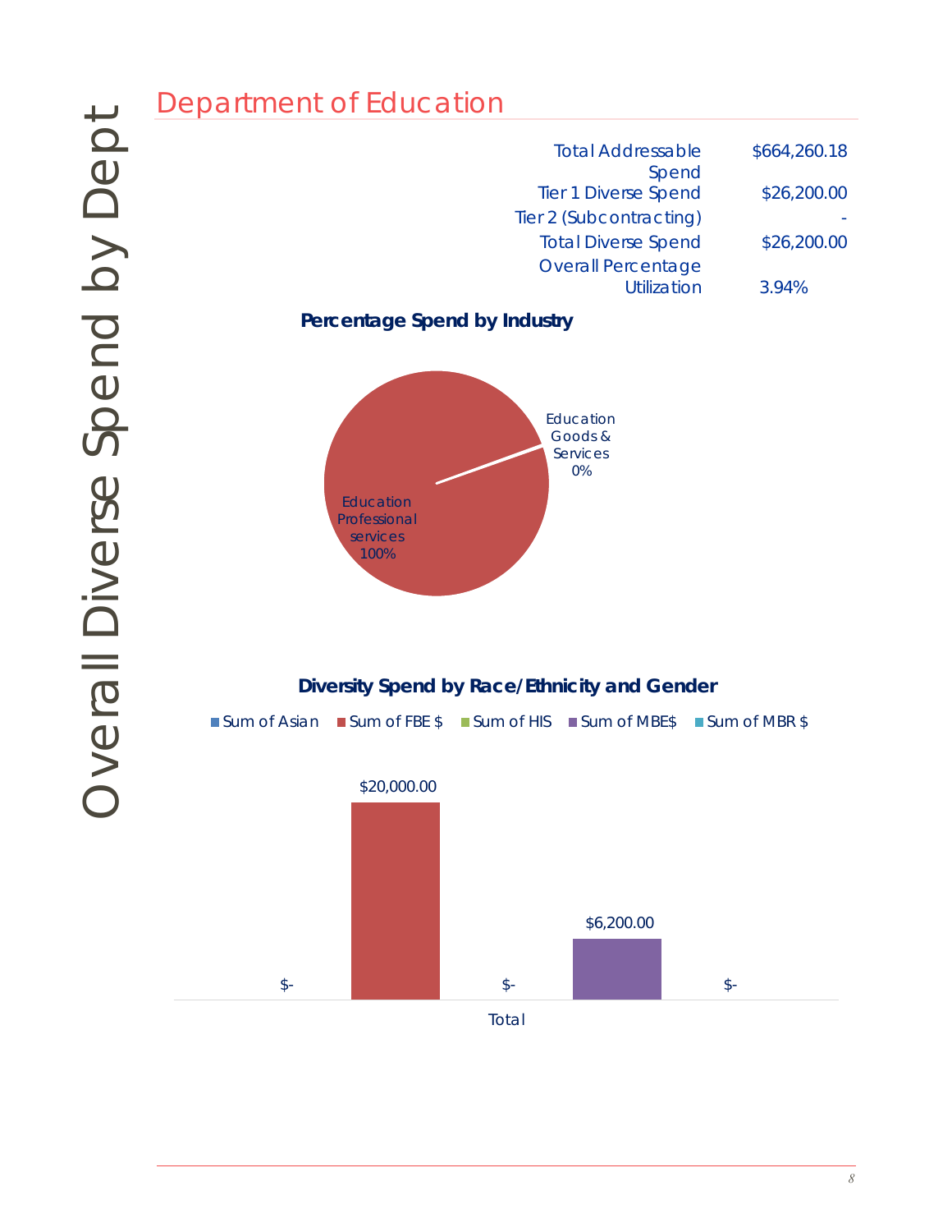# Overall Diverse Spend by Dept

## Department of Education

| | |
|---|---|
| Total Addressable Spend | $664,260.18 |
| Tier 1 Diverse Spend | $26,200.00 |
| Tier 2 (Subcontracting) | - |
| Total Diverse Spend | $26,200.00 |
| Overall Percentage Utilization | 3.94% |

**Percentage Spend by Industry**

Education Goods & Services 0%

Education Professional services 100%

**Diversity Spend by Race/Ethnicity and Gender**

Sum of Asian | Sum of FBE $ | Sum of HIS | Sum of MBE$ | Sum of MBR $

| | Sum of Asian | Sum of FBE $ | Sum of HIS | Sum of MBE$ | Sum of MBR $ |
|---|---|---|---|---|---|
| Total | $- | $20,000.00 | $- | $6,200.00 | $- |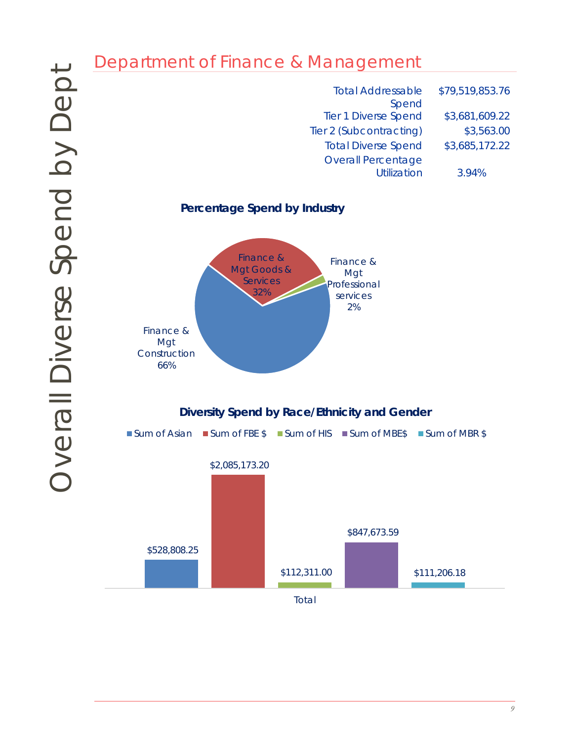# Overall Diverse Spend by Dept

## Department of Finance & Management

| | |
|---|---|
| Total Addressable Spend | $79,519,853.76 |
| Tier 1 Diverse Spend | $3,681,609.22 |
| Tier 2 (Subcontracting) | $3,563.00 |
| Total Diverse Spend | $3,685,172.22 |
| Overall Percentage Utilization | 3.94% |

**Percentage Spend by Industry**

- Finance & Mgt Construction 66%
- Finance & Mgt Goods & Services 32%
- Finance & Mgt Professional services 2%

**Diversity Spend by Race/Ethnicity and Gender**

| | Sum of Asian | Sum of FBE $ | Sum of HIS | Sum of MBE$ | Sum of MBR $ |
|---|---|---|---|---|---|
| Total | $528,808.25 | $2,085,173.20 | $112,311.00 | $847,673.59 | $111,206.18 |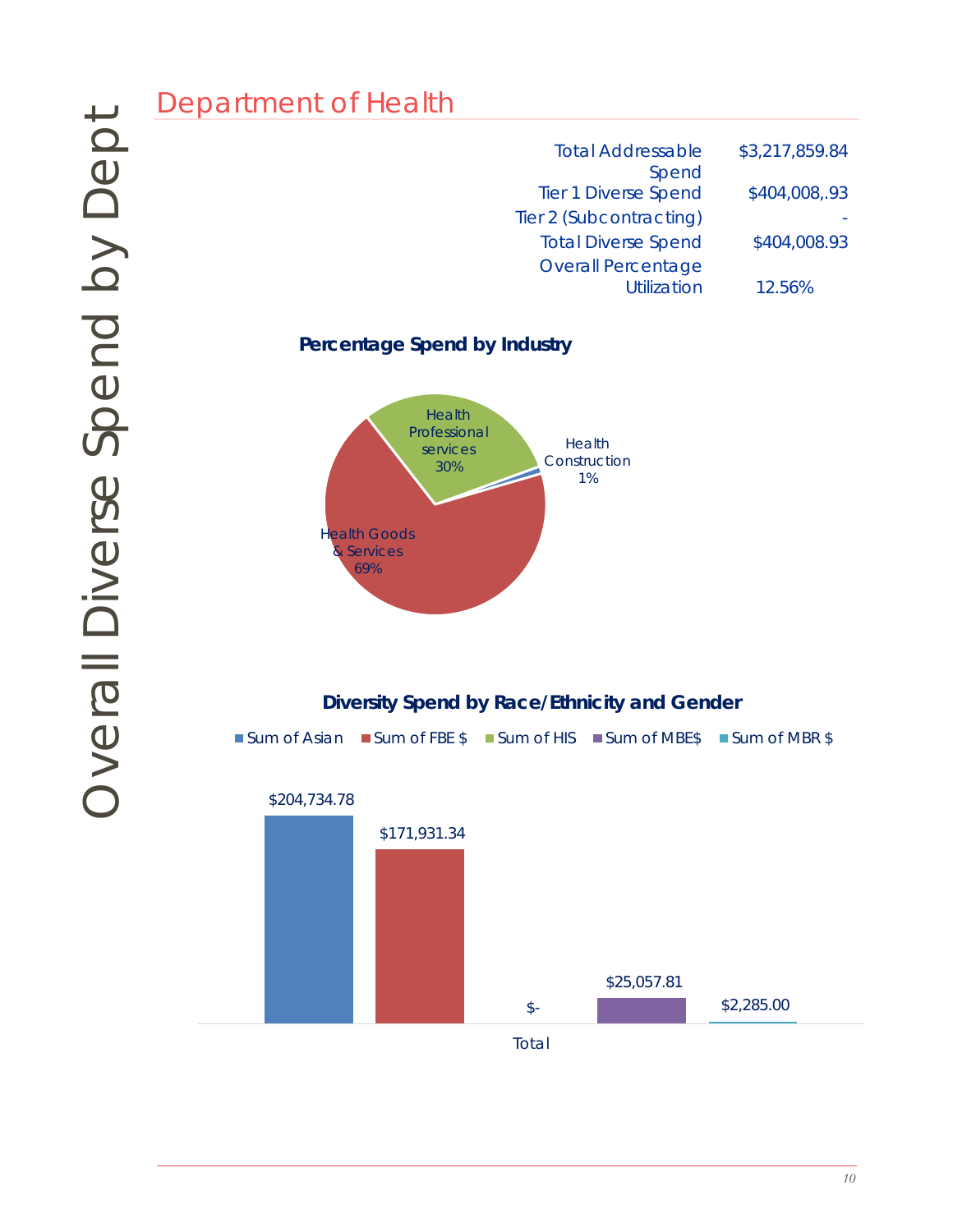# Overall Diverse Spend by Dept

## Department of Health

| | |
|---|---|
| Total Addressable Spend | $3,217,859.84 |
| Tier 1 Diverse Spend | $404,008,.93 |
| Tier 2 (Subcontracting) | - |
| Total Diverse Spend | $404,008.93 |
| Overall Percentage Utilization | 12.56% |

**Percentage Spend by Industry**

- Health Professional services 30%
- Health Construction 1%
- Health Goods & Services 69%

**Diversity Spend by Race/Ethnicity and Gender**

| | Sum of Asian | Sum of FBE $ | Sum of HIS | Sum of MBE$ | Sum of MBR $ |
|---|---|---|---|---|---|
| Total | $204,734.78 | $171,931.34 | $- | $25,057.81 | $2,285.00 |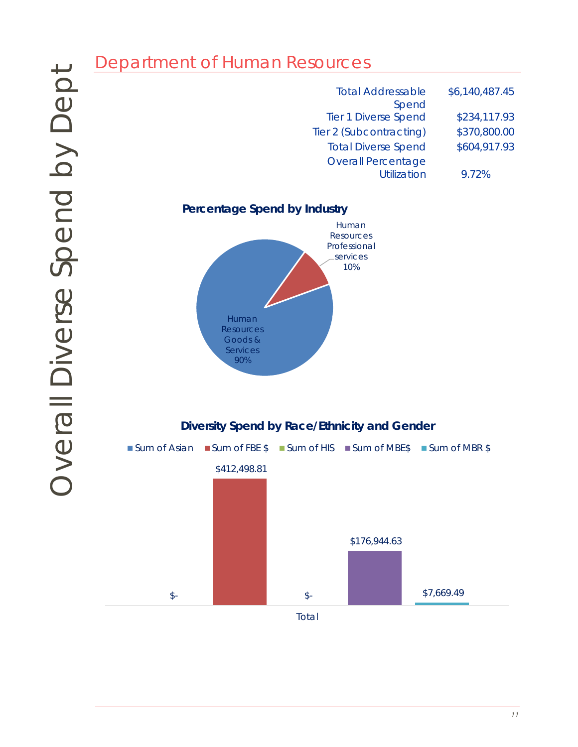Overall Diverse Spend by Dept

# Department of Human Resources

| | |
|---|---|
| Total Addressable Spend | $6,140,487.45 |
| Tier 1 Diverse Spend | $234,117.93 |
| Tier 2 (Subcontracting) | $370,800.00 |
| Total Diverse Spend | $604,917.93 |
| Overall Percentage Utilization | 9.72% |

**Percentage Spend by Industry**

Human Resources Professional services 10%

Human Resources Goods & Services 90%

**Diversity Spend by Race/Ethnicity and Gender**

Sum of Asian | Sum of FBE $ | Sum of HIS | Sum of MBE$ | Sum of MBR $

| | Sum of Asian | Sum of FBE $ | Sum of HIS | Sum of MBE$ | Sum of MBR $ |
|---|---|---|---|---|---|
| Total | $- | $412,498.81 | $- | $176,944.63 | $7,669.49 |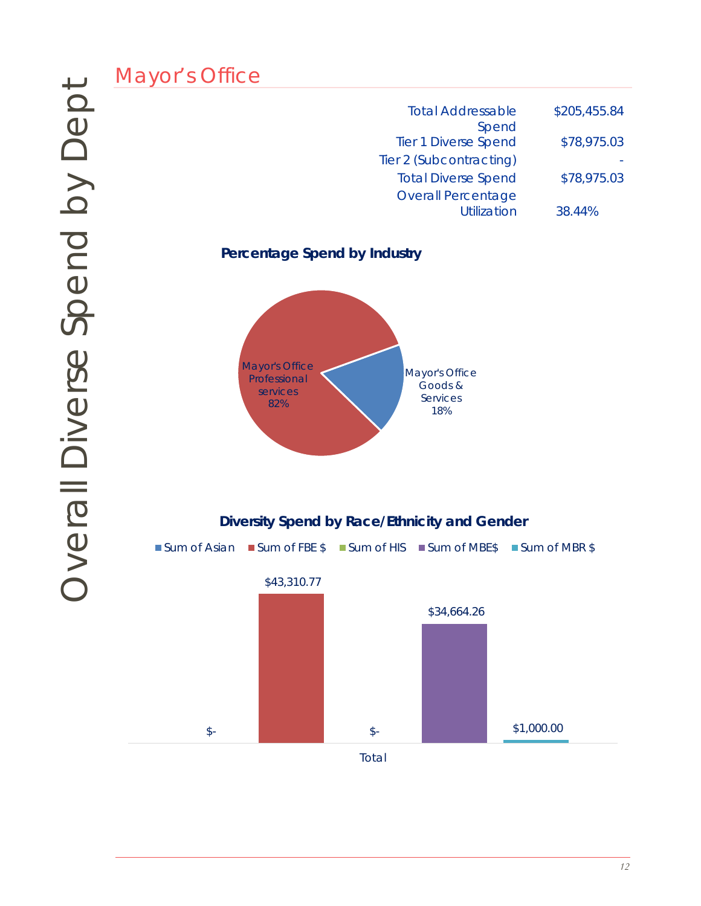# Overall Diverse Spend by Dept

## Mayor's Office

| | |
|---|---|
| Total Addressable Spend | $205,455.84 |
| Tier 1 Diverse Spend | $78,975.03 |
| Tier 2 (Subcontracting) | - |
| Total Diverse Spend | $78,975.03 |
| Overall Percentage Utilization | 38.44% |

**Percentage Spend by Industry**

- Mayor's Office Professional services 82%
- Mayor's Office Goods & Services 18%

**Diversity Spend by Race/Ethnicity and Gender**

| | Sum of Asian | Sum of FBE $ | Sum of HIS | Sum of MBE$ | Sum of MBR $ |
|---|---|---|---|---|---|
| Total | $- | $43,310.77 | $- | $34,664.26 | $1,000.00 |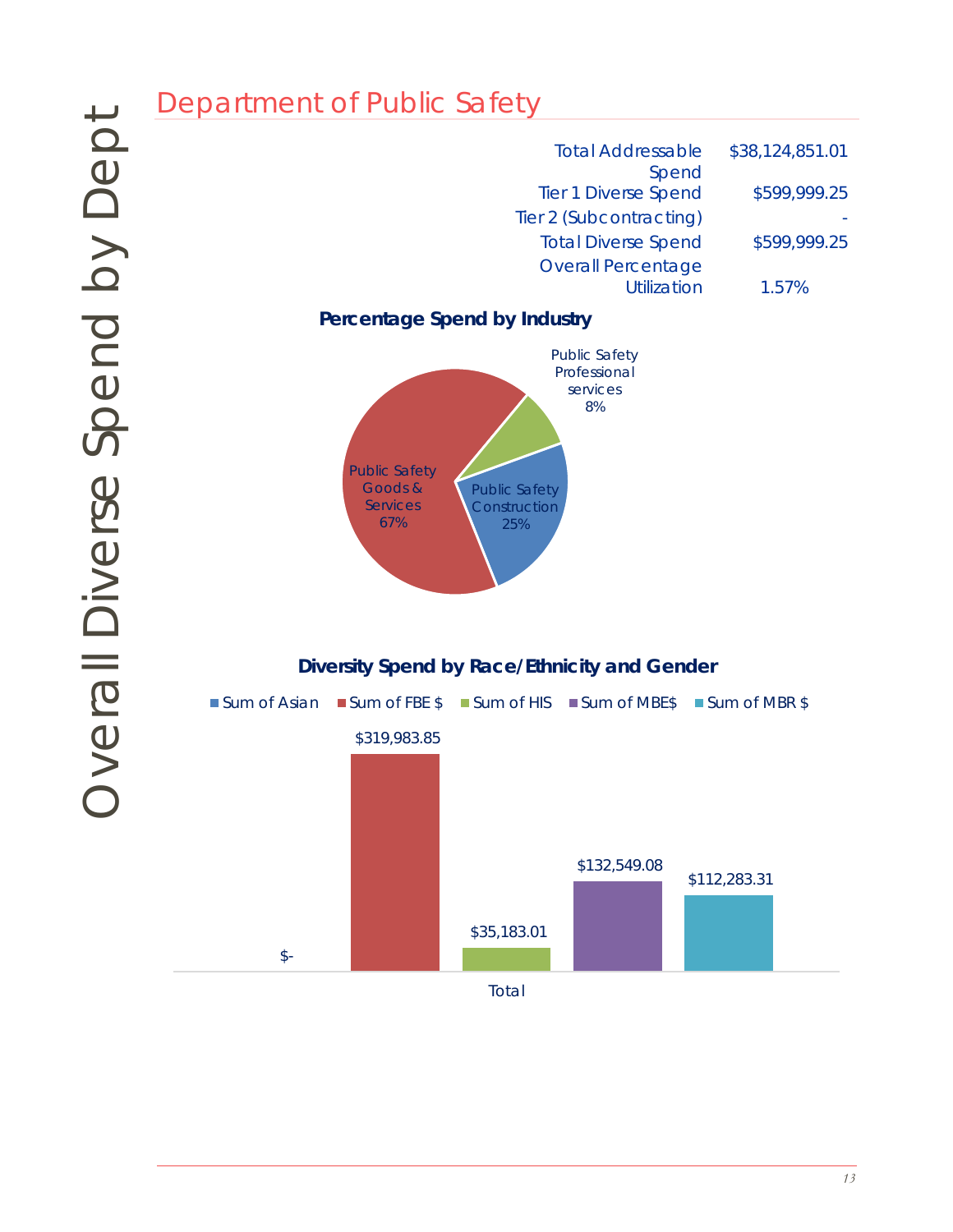Overall Diverse Spend by Dept

# Department of Public Safety

| | |
|---|---|
| Total Addressable Spend | $38,124,851.01 |
| Tier 1 Diverse Spend | $599,999.25 |
| Tier 2 (Subcontracting) | - |
| Total Diverse Spend | $599,999.25 |
| Overall Percentage Utilization | 1.57% |

**Percentage Spend by Industry**

- Public Safety Goods & Services 67%
- Public Safety Construction 25%
- Public Safety Professional services 8%

**Diversity Spend by Race/Ethnicity and Gender**

| | Sum of Asian | Sum of FBE $ | Sum of HIS | Sum of MBE$ | Sum of MBR $ |
|---|---|---|---|---|---|
| Total | $- | $319,983.85 | $35,183.01 | $132,549.08 | $112,283.31 |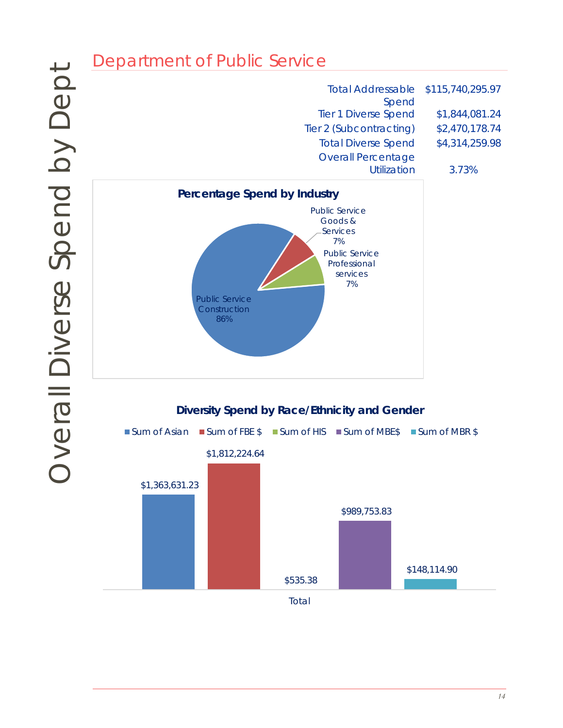# Overall Diverse Spend by Dept

## Department of Public Service

| | |
|---|---|
| Total Addressable Spend | $115,740,295.97 |
| Tier 1 Diverse Spend | $1,844,081.24 |
| Tier 2 (Subcontracting) | $2,470,178.74 |
| Total Diverse Spend | $4,314,259.98 |
| Overall Percentage Utilization | 3.73% |

**Percentage Spend by Industry**

- Public Service Construction 86%
- Public Service Goods & Services 7%
- Public Service Professional services 7%

**Diversity Spend by Race/Ethnicity and Gender**

| | Sum of Asian | Sum of FBE $ | Sum of HIS | Sum of MBE$ | Sum of MBR $ |
|---|---|---|---|---|---|
| Total | $1,363,631.23 | $1,812,224.64 | $535.38 | $989,753.83 | $148,114.90 |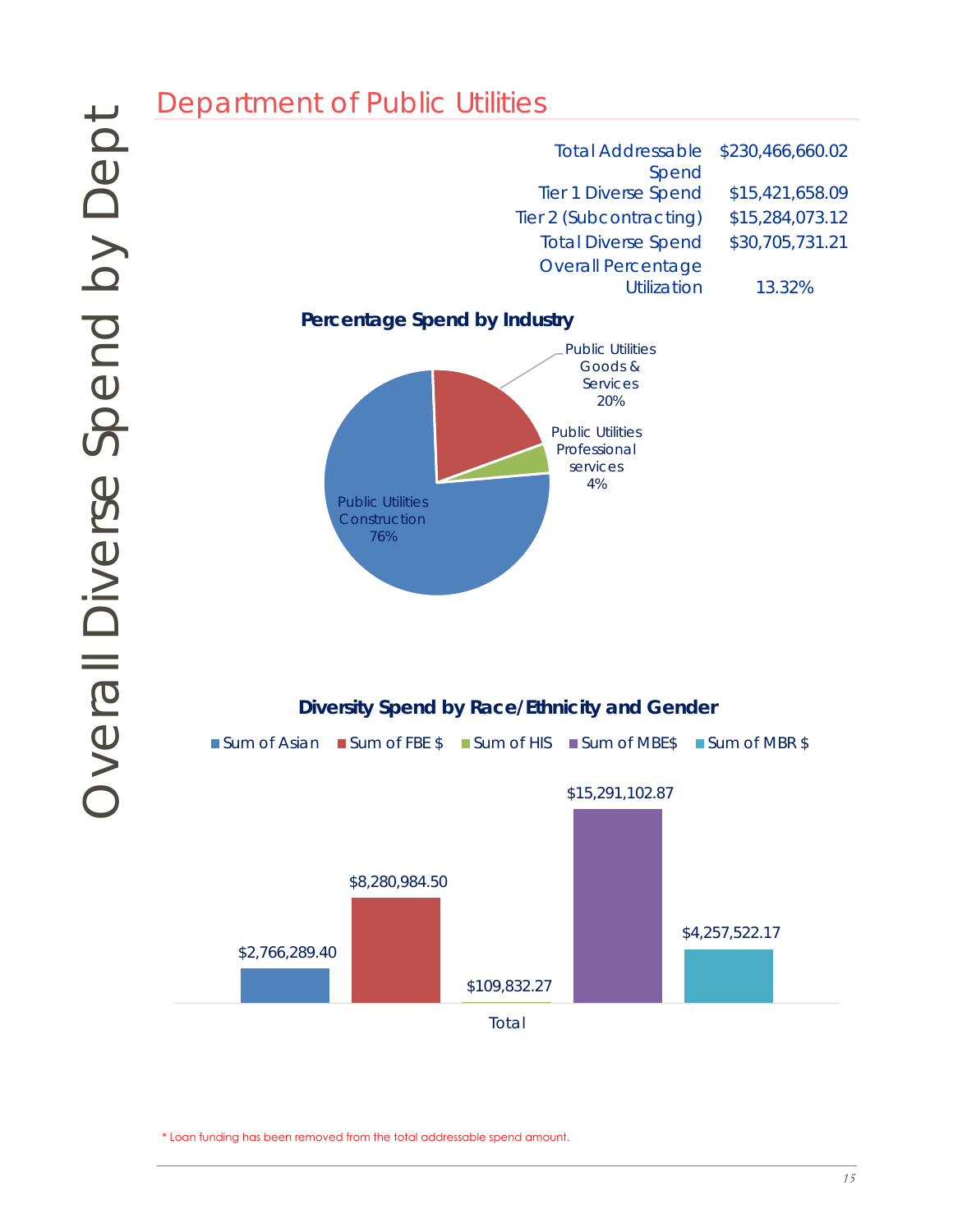# Overall Diverse Spend by Dept

## Department of Public Utilities

| | |
|---|---|
| Total Addressable Spend | $230,466,660.02 |
| Tier 1 Diverse Spend | $15,421,658.09 |
| Tier 2 (Subcontracting) | $15,284,073.12 |
| Total Diverse Spend | $30,705,731.21 |
| Overall Percentage Utilization | 13.32% |

### Percentage Spend by Industry

| Industry | Percentage |
|---|---|
| Public Utilities Construction | 76% |
| Public Utilities Goods & Services | 20% |
| Public Utilities Professional services | 4% |

### Diversity Spend by Race/Ethnicity and Gender

| | Sum of Asian | Sum of FBE $ | Sum of HIS | Sum of MBE$ | Sum of MBR $ |
|---|---|---|---|---|---|
| Total | $2,766,289.40 | $8,280,984.50 | $109,832.27 | $15,291,102.87 | $4,257,522.17 |

* Loan funding has been removed from the total addressable spend amount.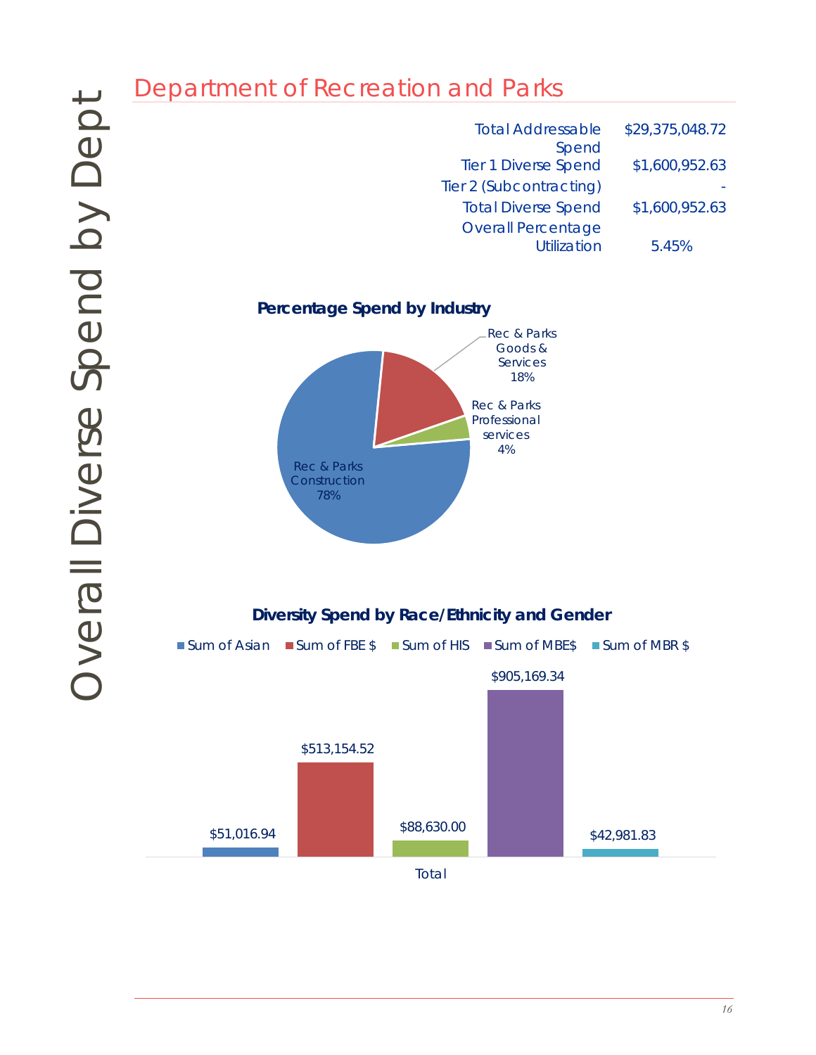# Department of Recreation and Parks

| | |
|---|---|
| Total Addressable Spend | $29,375,048.72 |
| Tier 1 Diverse Spend | $1,600,952.63 |
| Tier 2 (Subcontracting) | - |
| Total Diverse Spend | $1,600,952.63 |
| Overall Percentage Utilization | 5.45% |

**Percentage Spend by Industry**

- Rec & Parks Construction 78%
- Rec & Parks Goods & Services 18%
- Rec & Parks Professional services 4%

**Diversity Spend by Race/Ethnicity and Gender**

| | Sum of Asian | Sum of FBE $ | Sum of HIS | Sum of MBE$ | Sum of MBR $ |
|---|---|---|---|---|---|
| Total | $51,016.94 | $513,154.52 | $88,630.00 | $905,169.34 | $42,981.83 |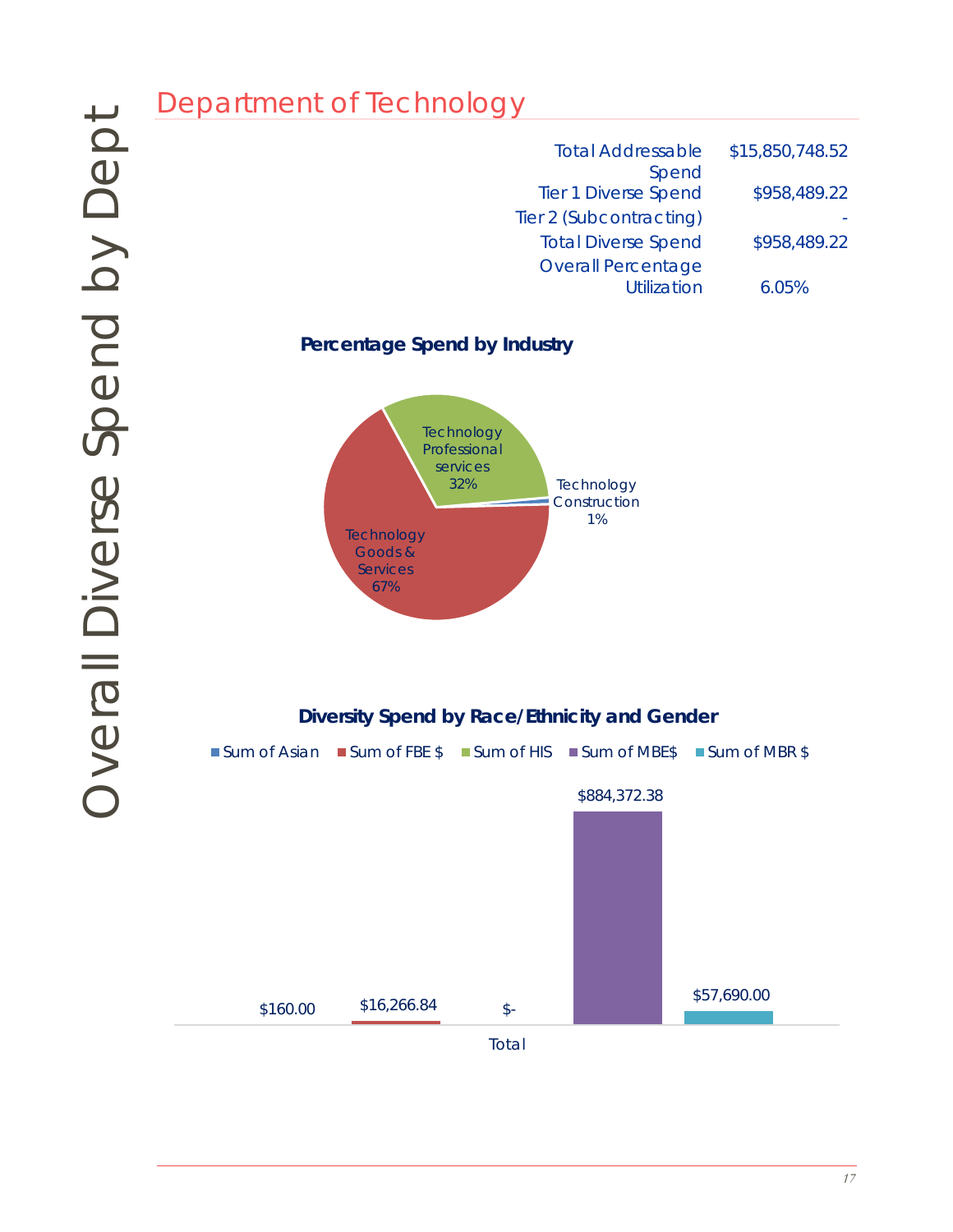Overall Diverse Spend by Dept

## Department of Technology

| | |
|---|---|
| Total Addressable Spend | $15,850,748.52 |
| Tier 1 Diverse Spend | $958,489.22 |
| Tier 2 (Subcontracting) | - |
| Total Diverse Spend | $958,489.22 |
| Overall Percentage Utilization | 6.05% |

**Percentage Spend by Industry**

Technology Professional services 32%

Technology Construction 1%

Technology Goods & Services 67%

**Diversity Spend by Race/Ethnicity and Gender**

Sum of Asian

Sum of FBE $

Sum of HIS

Sum of MBE$

Sum of MBR $

$160.00

$16,266.84

$-

$884,372.38

$57,690.00

Total